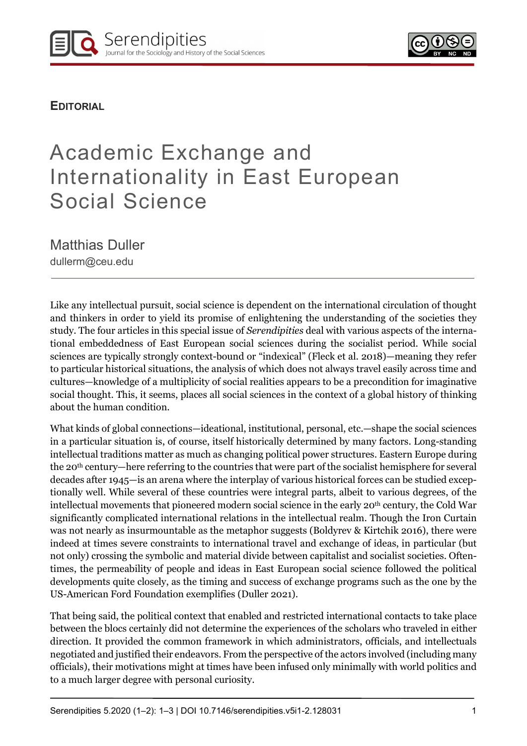**EDITORIAL**

# Academic Exchange and Internationality in East European Social Science

Matthias Duller
dullerm@ceu.edu

---

Like any intellectual pursuit, social science is dependent on the international circulation of thought and thinkers in order to yield its promise of enlightening the understanding of the societies they study. The four articles in this special issue of *Serendipities* deal with various aspects of the international embeddedness of East European social sciences during the socialist period. While social sciences are typically strongly context-bound or "indexical" (Fleck et al. 2018)—meaning they refer to particular historical situations, the analysis of which does not always travel easily across time and cultures—knowledge of a multiplicity of social realities appears to be a precondition for imaginative social thought. This, it seems, places all social sciences in the context of a global history of thinking about the human condition.

What kinds of global connections—ideational, institutional, personal, etc.—shape the social sciences in a particular situation is, of course, itself historically determined by many factors. Long-standing intellectual traditions matter as much as changing political power structures. Eastern Europe during the 20th century—here referring to the countries that were part of the socialist hemisphere for several decades after 1945—is an arena where the interplay of various historical forces can be studied exceptionally well. While several of these countries were integral parts, albeit to various degrees, of the intellectual movements that pioneered modern social science in the early 20th century, the Cold War significantly complicated international relations in the intellectual realm. Though the Iron Curtain was not nearly as insurmountable as the metaphor suggests (Boldyrev & Kirtchik 2016), there were indeed at times severe constraints to international travel and exchange of ideas, in particular (but not only) crossing the symbolic and material divide between capitalist and socialist societies. Oftentimes, the permeability of people and ideas in East European social science followed the political developments quite closely, as the timing and success of exchange programs such as the one by the US-American Ford Foundation exemplifies (Duller 2021).

That being said, the political context that enabled and restricted international contacts to take place between the blocs certainly did not determine the experiences of the scholars who traveled in either direction. It provided the common framework in which administrators, officials, and intellectuals negotiated and justified their endeavors. From the perspective of the actors involved (including many officials), their motivations might at times have been infused only minimally with world politics and to a much larger degree with personal curiosity.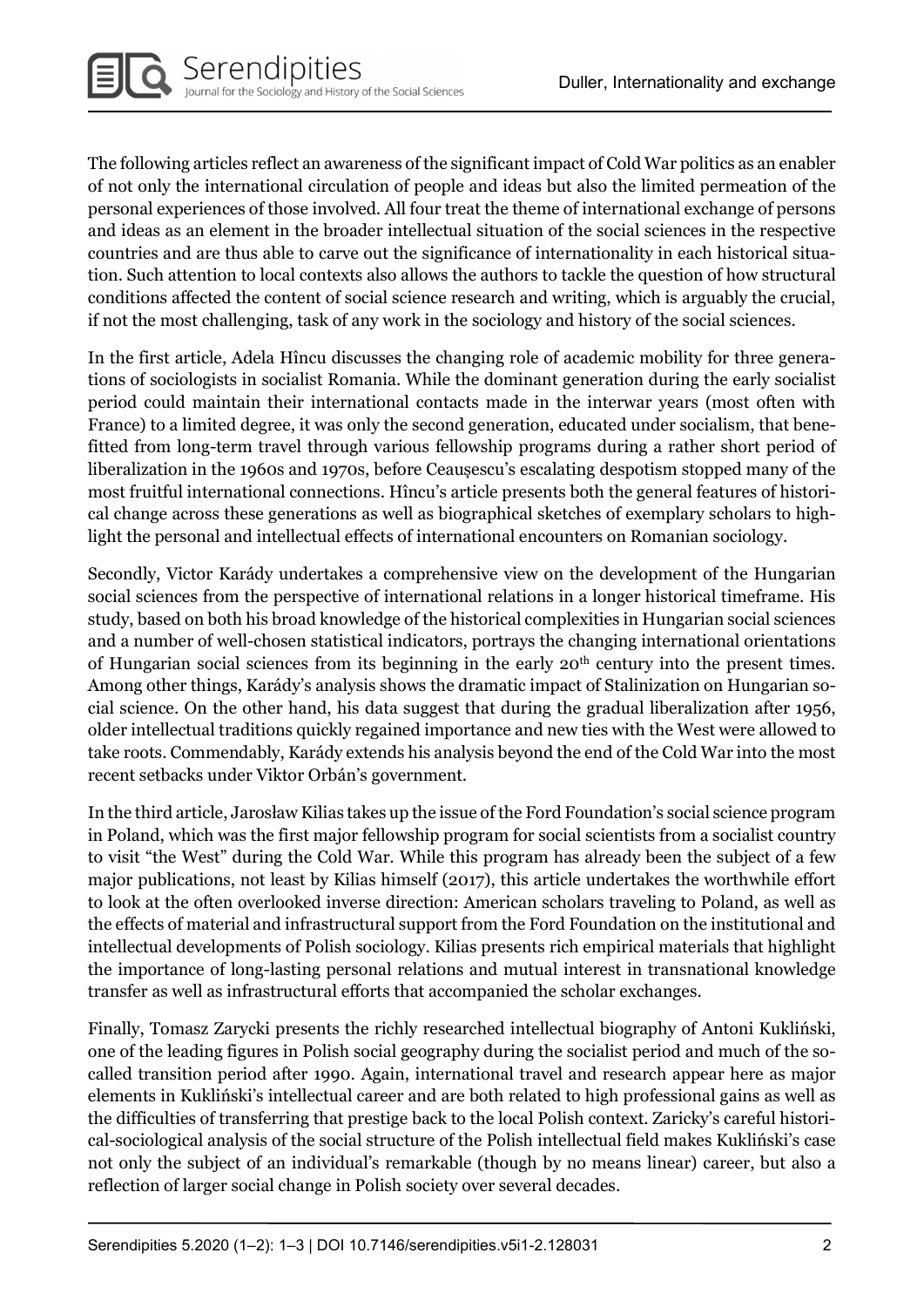The following articles reflect an awareness of the significant impact of Cold War politics as an enabler of not only the international circulation of people and ideas but also the limited permeation of the personal experiences of those involved. All four treat the theme of international exchange of persons and ideas as an element in the broader intellectual situation of the social sciences in the respective countries and are thus able to carve out the significance of internationality in each historical situation. Such attention to local contexts also allows the authors to tackle the question of how structural conditions affected the content of social science research and writing, which is arguably the crucial, if not the most challenging, task of any work in the sociology and history of the social sciences.

In the first article, Adela Hîncu discusses the changing role of academic mobility for three generations of sociologists in socialist Romania. While the dominant generation during the early socialist period could maintain their international contacts made in the interwar years (most often with France) to a limited degree, it was only the second generation, educated under socialism, that benefitted from long-term travel through various fellowship programs during a rather short period of liberalization in the 1960s and 1970s, before Ceaușescu's escalating despotism stopped many of the most fruitful international connections. Hîncu's article presents both the general features of historical change across these generations as well as biographical sketches of exemplary scholars to highlight the personal and intellectual effects of international encounters on Romanian sociology.

Secondly, Victor Karády undertakes a comprehensive view on the development of the Hungarian social sciences from the perspective of international relations in a longer historical timeframe. His study, based on both his broad knowledge of the historical complexities in Hungarian social sciences and a number of well-chosen statistical indicators, portrays the changing international orientations of Hungarian social sciences from its beginning in the early 20th century into the present times. Among other things, Karády's analysis shows the dramatic impact of Stalinization on Hungarian social science. On the other hand, his data suggest that during the gradual liberalization after 1956, older intellectual traditions quickly regained importance and new ties with the West were allowed to take roots. Commendably, Karády extends his analysis beyond the end of the Cold War into the most recent setbacks under Viktor Orbán's government.

In the third article, Jarosław Kilias takes up the issue of the Ford Foundation's social science program in Poland, which was the first major fellowship program for social scientists from a socialist country to visit "the West" during the Cold War. While this program has already been the subject of a few major publications, not least by Kilias himself (2017), this article undertakes the worthwhile effort to look at the often overlooked inverse direction: American scholars traveling to Poland, as well as the effects of material and infrastructural support from the Ford Foundation on the institutional and intellectual developments of Polish sociology. Kilias presents rich empirical materials that highlight the importance of long-lasting personal relations and mutual interest in transnational knowledge transfer as well as infrastructural efforts that accompanied the scholar exchanges.

Finally, Tomasz Zarycki presents the richly researched intellectual biography of Antoni Kukliński, one of the leading figures in Polish social geography during the socialist period and much of the so-called transition period after 1990. Again, international travel and research appear here as major elements in Kukliński's intellectual career and are both related to high professional gains as well as the difficulties of transferring that prestige back to the local Polish context. Zaricky's careful historical-sociological analysis of the social structure of the Polish intellectual field makes Kukliński's case not only the subject of an individual's remarkable (though by no means linear) career, but also a reflection of larger social change in Polish society over several decades.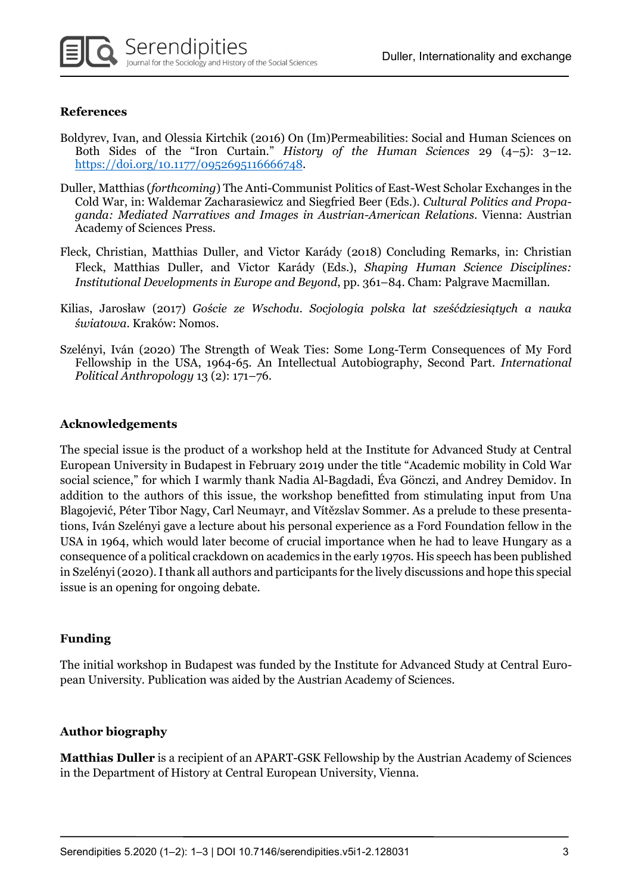## References

Boldyrev, Ivan, and Olessia Kirtchik (2016) On (Im)Permeabilities: Social and Human Sciences on Both Sides of the "Iron Curtain." *History of the Human Sciences* 29 (4–5): 3–12. https://doi.org/10.1177/0952695116666748.

Duller, Matthias (*forthcoming*) The Anti-Communist Politics of East-West Scholar Exchanges in the Cold War, in: Waldemar Zacharasiewicz and Siegfried Beer (Eds.). *Cultural Politics and Propaganda: Mediated Narratives and Images in Austrian-American Relations*. Vienna: Austrian Academy of Sciences Press.

Fleck, Christian, Matthias Duller, and Victor Karády (2018) Concluding Remarks, in: Christian Fleck, Matthias Duller, and Victor Karády (Eds.), *Shaping Human Science Disciplines: Institutional Developments in Europe and Beyond*, pp. 361–84. Cham: Palgrave Macmillan.

Kilias, Jarosław (2017) *Goście ze Wschodu. Socjologia polska lat sześćdziesiątych a nauka światowa*. Kraków: Nomos.

Szelényi, Iván (2020) The Strength of Weak Ties: Some Long-Term Consequences of My Ford Fellowship in the USA, 1964-65. An Intellectual Autobiography, Second Part. *International Political Anthropology* 13 (2): 171–76.

## Acknowledgements

The special issue is the product of a workshop held at the Institute for Advanced Study at Central European University in Budapest in February 2019 under the title "Academic mobility in Cold War social science," for which I warmly thank Nadia Al-Bagdadi, Éva Gönczi, and Andrey Demidov. In addition to the authors of this issue, the workshop benefitted from stimulating input from Una Blagojević, Péter Tibor Nagy, Carl Neumayr, and Vítězslav Sommer. As a prelude to these presentations, Iván Szelényi gave a lecture about his personal experience as a Ford Foundation fellow in the USA in 1964, which would later become of crucial importance when he had to leave Hungary as a consequence of a political crackdown on academics in the early 1970s. His speech has been published in Szelényi (2020). I thank all authors and participants for the lively discussions and hope this special issue is an opening for ongoing debate.

## Funding

The initial workshop in Budapest was funded by the Institute for Advanced Study at Central European University. Publication was aided by the Austrian Academy of Sciences.

## Author biography

**Matthias Duller** is a recipient of an APART-GSK Fellowship by the Austrian Academy of Sciences in the Department of History at Central European University, Vienna.